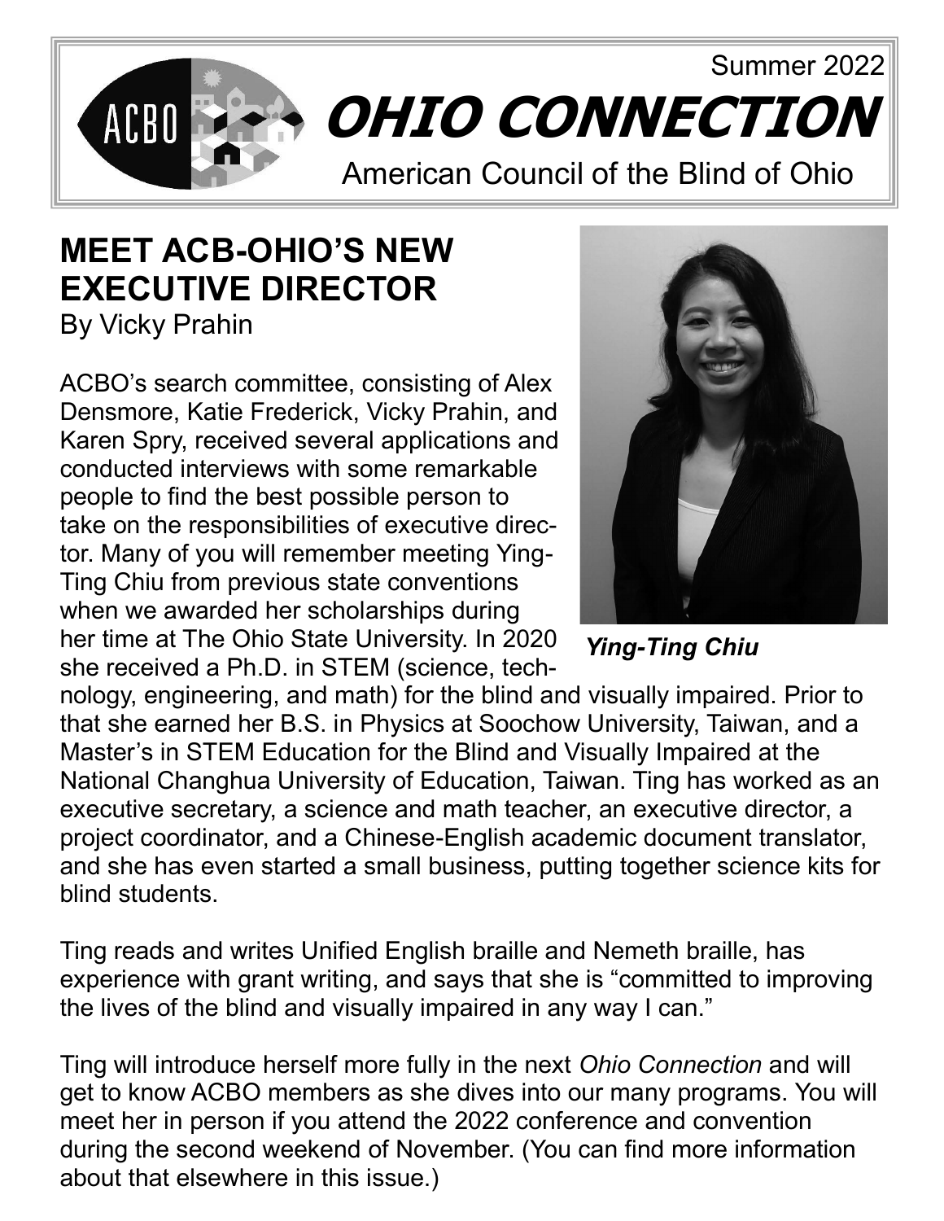Summer 2022

# OHIO CONNECTION

American Council of the Blind of Ohio

## MEET ACB-OHIO'S NEW EXECUTIVE DIRECTOR

By Vicky Prahin

ACBO's search committee, consisting of Alex Densmore, Katie Frederick, Vicky Prahin, and Karen Spry, received several applications and conducted interviews with some remarkable people to find the best possible person to take on the responsibilities of executive director. Many of you will remember meeting Ying-Ting Chiu from previous state conventions when we awarded her scholarships during her time at The Ohio State University. In 2020 she received a Ph.D. in STEM (science, technology, engineering, and math) for the blind and visually impaired. Prior to that she earned her B.S. in Physics at Soochow University, Taiwan, and a Master's in STEM Education for the Blind and Visually Impaired at the National Changhua University of Education, Taiwan. Ting has worked as an executive secretary, a science and math teacher, an executive director, a project coordinator, and a Chinese-English academic document translator, and she has even started a small business, putting together science kits for blind students.

***Ying-Ting Chiu***

Ting reads and writes Unified English braille and Nemeth braille, has experience with grant writing, and says that she is "committed to improving the lives of the blind and visually impaired in any way I can."

Ting will introduce herself more fully in the next *Ohio Connection* and will get to know ACBO members as she dives into our many programs. You will meet her in person if you attend the 2022 conference and convention during the second weekend of November. (You can find more information about that elsewhere in this issue.)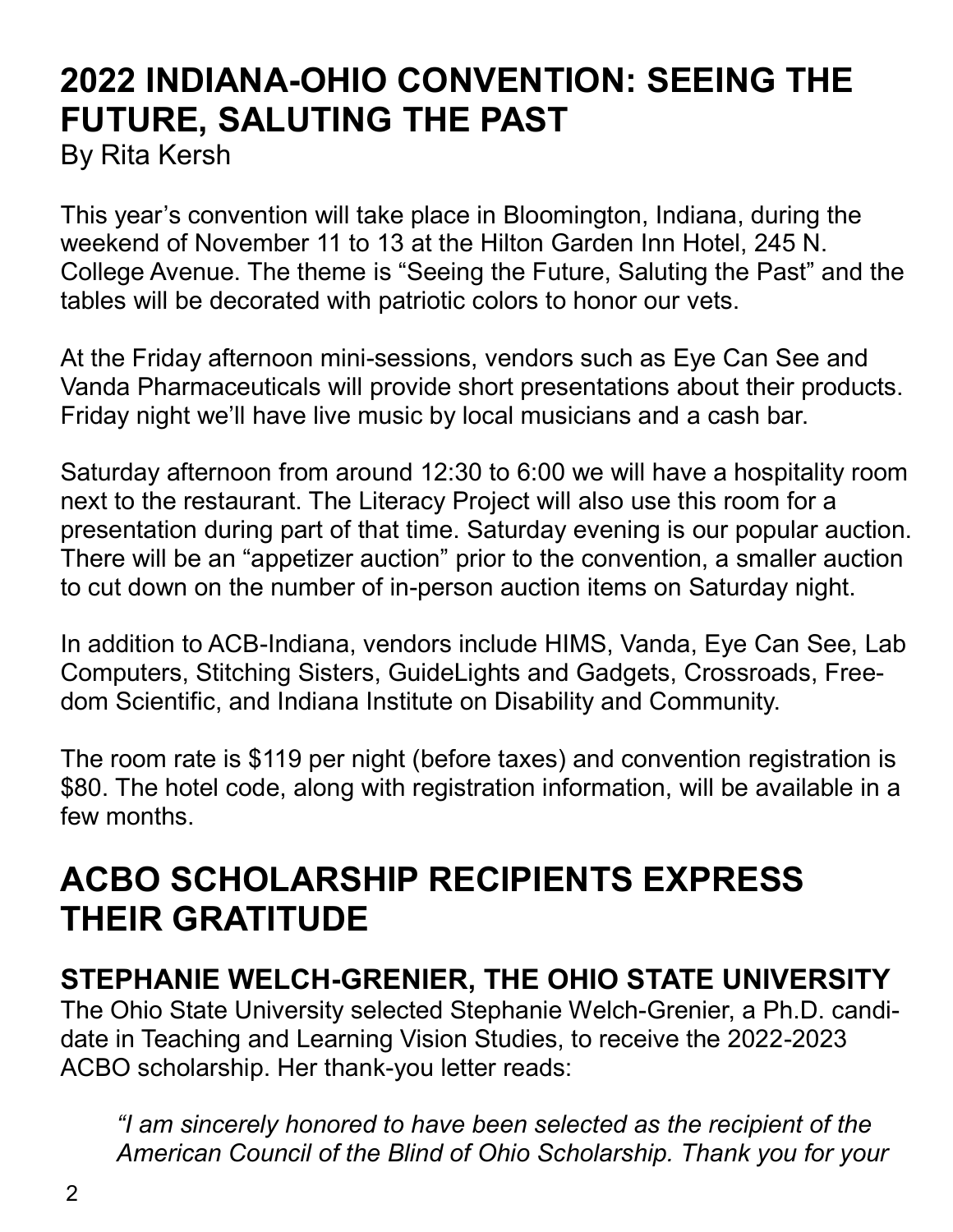# 2022 INDIANA-OHIO CONVENTION: SEEING THE FUTURE, SALUTING THE PAST

By Rita Kersh

This year's convention will take place in Bloomington, Indiana, during the weekend of November 11 to 13 at the Hilton Garden Inn Hotel, 245 N. College Avenue. The theme is "Seeing the Future, Saluting the Past" and the tables will be decorated with patriotic colors to honor our vets.

At the Friday afternoon mini-sessions, vendors such as Eye Can See and Vanda Pharmaceuticals will provide short presentations about their products. Friday night we'll have live music by local musicians and a cash bar.

Saturday afternoon from around 12:30 to 6:00 we will have a hospitality room next to the restaurant. The Literacy Project will also use this room for a presentation during part of that time. Saturday evening is our popular auction. There will be an "appetizer auction" prior to the convention, a smaller auction to cut down on the number of in-person auction items on Saturday night.

In addition to ACB-Indiana, vendors include HIMS, Vanda, Eye Can See, Lab Computers, Stitching Sisters, GuideLights and Gadgets, Crossroads, Freedom Scientific, and Indiana Institute on Disability and Community.

The room rate is $119 per night (before taxes) and convention registration is $80. The hotel code, along with registration information, will be available in a few months.

# ACBO SCHOLARSHIP RECIPIENTS EXPRESS THEIR GRATITUDE

## STEPHANIE WELCH-GRENIER, THE OHIO STATE UNIVERSITY

The Ohio State University selected Stephanie Welch-Grenier, a Ph.D. candidate in Teaching and Learning Vision Studies, to receive the 2022-2023 ACBO scholarship. Her thank-you letter reads:

> *"I am sincerely honored to have been selected as the recipient of the American Council of the Blind of Ohio Scholarship. Thank you for your*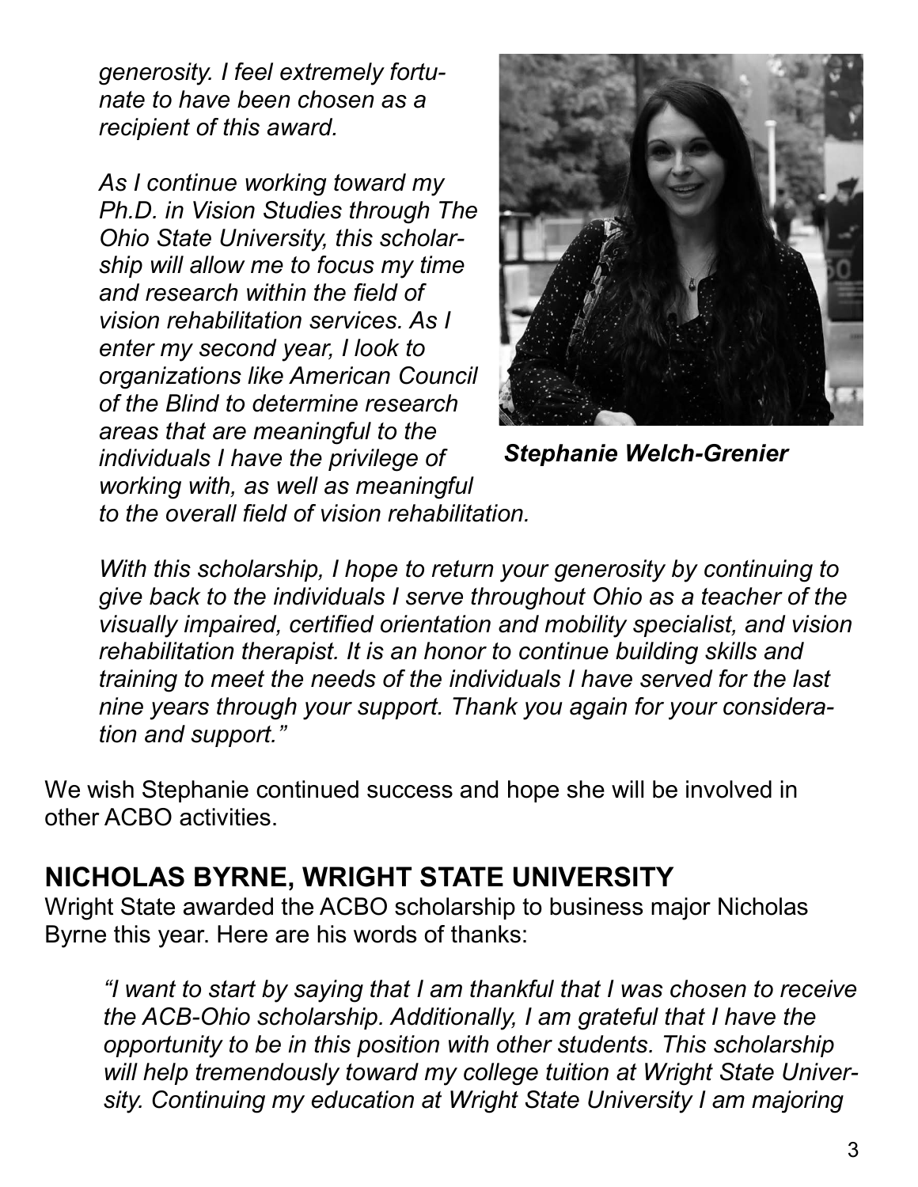*generosity. I feel extremely fortunate to have been chosen as a recipient of this award.*

*As I continue working toward my Ph.D. in Vision Studies through The Ohio State University, this scholarship will allow me to focus my time and research within the field of vision rehabilitation services. As I enter my second year, I look to organizations like American Council of the Blind to determine research areas that are meaningful to the individuals I have the privilege of working with, as well as meaningful to the overall field of vision rehabilitation.*

***Stephanie Welch-Grenier***

*With this scholarship, I hope to return your generosity by continuing to give back to the individuals I serve throughout Ohio as a teacher of the visually impaired, certified orientation and mobility specialist, and vision rehabilitation therapist. It is an honor to continue building skills and training to meet the needs of the individuals I have served for the last nine years through your support. Thank you again for your consideration and support."*

We wish Stephanie continued success and hope she will be involved in other ACBO activities.

## NICHOLAS BYRNE, WRIGHT STATE UNIVERSITY

Wright State awarded the ACBO scholarship to business major Nicholas Byrne this year. Here are his words of thanks:

*"I want to start by saying that I am thankful that I was chosen to receive the ACB-Ohio scholarship. Additionally, I am grateful that I have the opportunity to be in this position with other students. This scholarship will help tremendously toward my college tuition at Wright State University. Continuing my education at Wright State University I am majoring*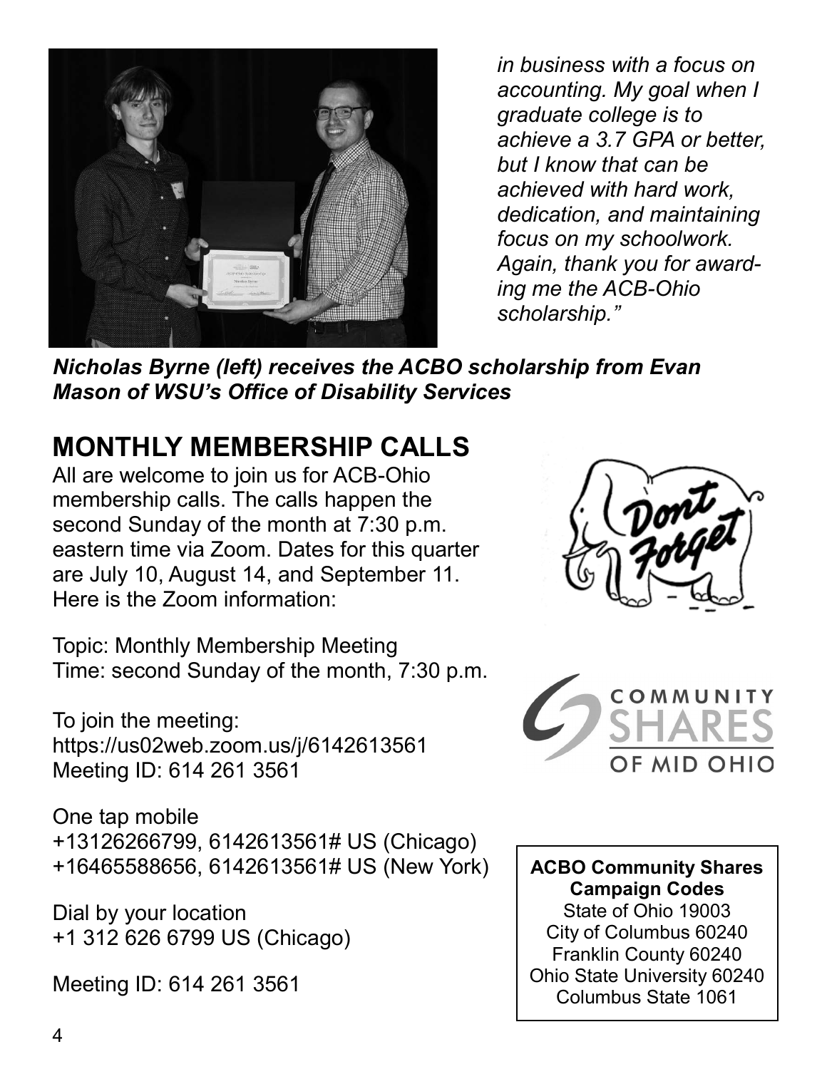*in business with a focus on accounting. My goal when I graduate college is to achieve a 3.7 GPA or better, but I know that can be achieved with hard work, dedication, and maintaining focus on my schoolwork. Again, thank you for awarding me the ACB-Ohio scholarship."*

***Nicholas Byrne (left) receives the ACBO scholarship from Evan Mason of WSU's Office of Disability Services***

## MONTHLY MEMBERSHIP CALLS

All are welcome to join us for ACB-Ohio membership calls. The calls happen the second Sunday of the month at 7:30 p.m. eastern time via Zoom. Dates for this quarter are July 10, August 14, and September 11. Here is the Zoom information:

Topic: Monthly Membership Meeting
Time: second Sunday of the month, 7:30 p.m.

To join the meeting:
https://us02web.zoom.us/j/6142613561
Meeting ID: 614 261 3561

One tap mobile
+13126266799, 6142613561# US (Chicago)
+16465588656, 6142613561# US (New York)

Dial by your location
+1 312 626 6799 US (Chicago)

Meeting ID: 614 261 3561

Don't Forget

COMMUNITY SHARES OF MID OHIO

**ACBO Community Shares Campaign Codes**
State of Ohio 19003
City of Columbus 60240
Franklin County 60240
Ohio State University 60240
Columbus State 1061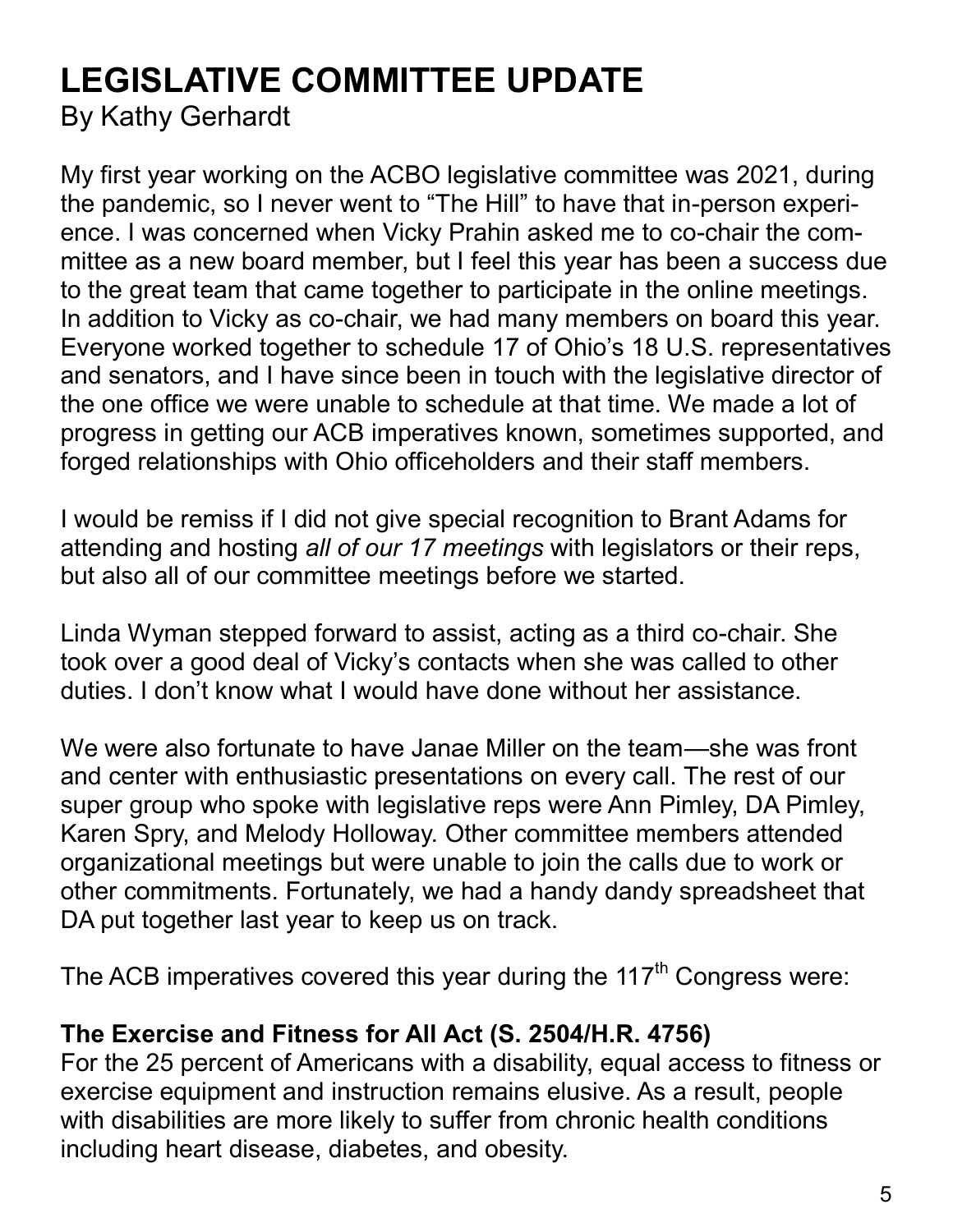# LEGISLATIVE COMMITTEE UPDATE

By Kathy Gerhardt

My first year working on the ACBO legislative committee was 2021, during the pandemic, so I never went to "The Hill" to have that in-person experience. I was concerned when Vicky Prahin asked me to co-chair the committee as a new board member, but I feel this year has been a success due to the great team that came together to participate in the online meetings. In addition to Vicky as co-chair, we had many members on board this year. Everyone worked together to schedule 17 of Ohio's 18 U.S. representatives and senators, and I have since been in touch with the legislative director of the one office we were unable to schedule at that time. We made a lot of progress in getting our ACB imperatives known, sometimes supported, and forged relationships with Ohio officeholders and their staff members.

I would be remiss if I did not give special recognition to Brant Adams for attending and hosting *all of our 17 meetings* with legislators or their reps, but also all of our committee meetings before we started.

Linda Wyman stepped forward to assist, acting as a third co-chair. She took over a good deal of Vicky's contacts when she was called to other duties. I don't know what I would have done without her assistance.

We were also fortunate to have Janae Miller on the team—she was front and center with enthusiastic presentations on every call. The rest of our super group who spoke with legislative reps were Ann Pimley, DA Pimley, Karen Spry, and Melody Holloway. Other committee members attended organizational meetings but were unable to join the calls due to work or other commitments. Fortunately, we had a handy dandy spreadsheet that DA put together last year to keep us on track.

The ACB imperatives covered this year during the 117th Congress were:

**The Exercise and Fitness for All Act (S. 2504/H.R. 4756)**
For the 25 percent of Americans with a disability, equal access to fitness or exercise equipment and instruction remains elusive. As a result, people with disabilities are more likely to suffer from chronic health conditions including heart disease, diabetes, and obesity.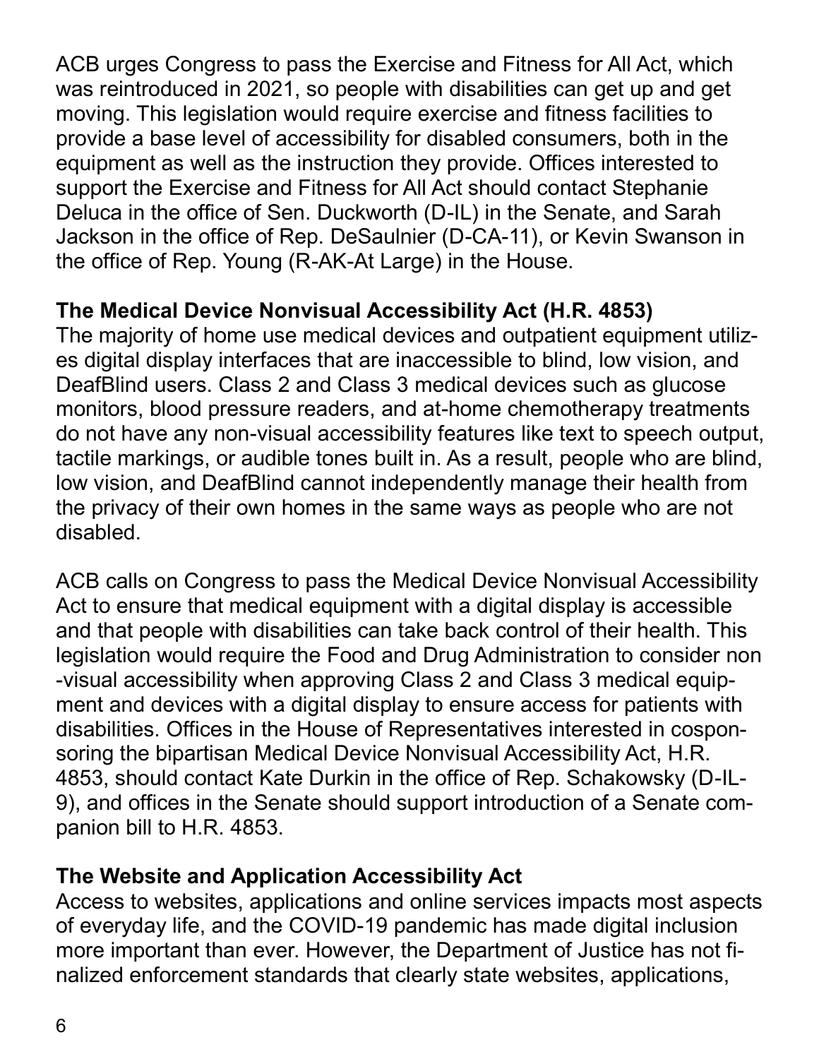ACB urges Congress to pass the Exercise and Fitness for All Act, which was reintroduced in 2021, so people with disabilities can get up and get moving. This legislation would require exercise and fitness facilities to provide a base level of accessibility for disabled consumers, both in the equipment as well as the instruction they provide. Offices interested to support the Exercise and Fitness for All Act should contact Stephanie Deluca in the office of Sen. Duckworth (D-IL) in the Senate, and Sarah Jackson in the office of Rep. DeSaulnier (D-CA-11), or Kevin Swanson in the office of Rep. Young (R-AK-At Large) in the House.

**The Medical Device Nonvisual Accessibility Act (H.R. 4853)**

The majority of home use medical devices and outpatient equipment utilizes digital display interfaces that are inaccessible to blind, low vision, and DeafBlind users. Class 2 and Class 3 medical devices such as glucose monitors, blood pressure readers, and at-home chemotherapy treatments do not have any non-visual accessibility features like text to speech output, tactile markings, or audible tones built in. As a result, people who are blind, low vision, and DeafBlind cannot independently manage their health from the privacy of their own homes in the same ways as people who are not disabled.

ACB calls on Congress to pass the Medical Device Nonvisual Accessibility Act to ensure that medical equipment with a digital display is accessible and that people with disabilities can take back control of their health. This legislation would require the Food and Drug Administration to consider non-visual accessibility when approving Class 2 and Class 3 medical equipment and devices with a digital display to ensure access for patients with disabilities. Offices in the House of Representatives interested in cosponsoring the bipartisan Medical Device Nonvisual Accessibility Act, H.R. 4853, should contact Kate Durkin in the office of Rep. Schakowsky (D-IL-9), and offices in the Senate should support introduction of a Senate companion bill to H.R. 4853.

**The Website and Application Accessibility Act**

Access to websites, applications and online services impacts most aspects of everyday life, and the COVID-19 pandemic has made digital inclusion more important than ever. However, the Department of Justice has not finalized enforcement standards that clearly state websites, applications,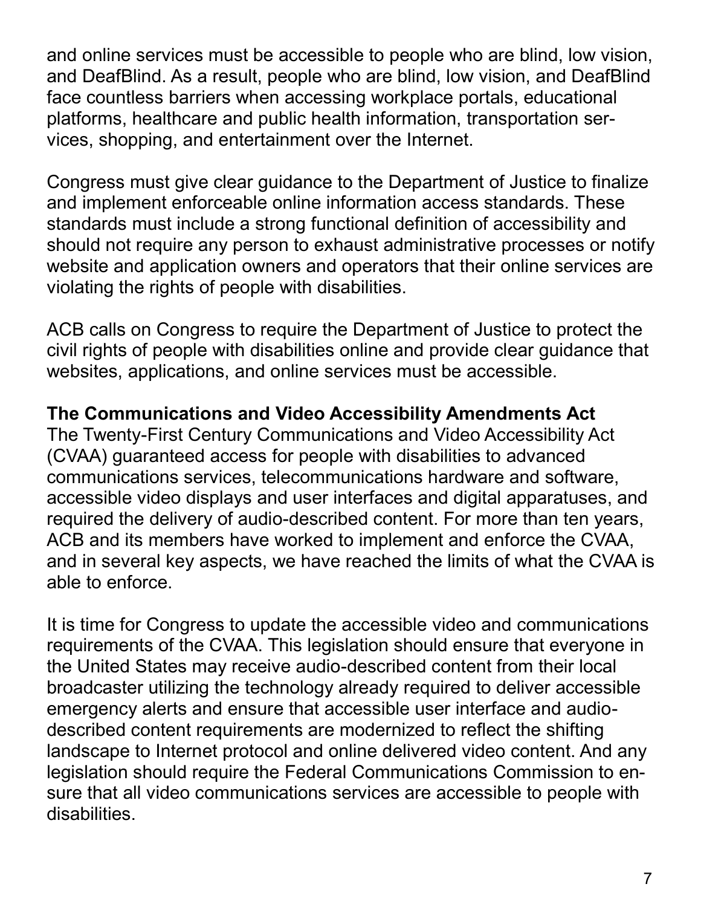and online services must be accessible to people who are blind, low vision, and DeafBlind. As a result, people who are blind, low vision, and DeafBlind face countless barriers when accessing workplace portals, educational platforms, healthcare and public health information, transportation services, shopping, and entertainment over the Internet.

Congress must give clear guidance to the Department of Justice to finalize and implement enforceable online information access standards. These standards must include a strong functional definition of accessibility and should not require any person to exhaust administrative processes or notify website and application owners and operators that their online services are violating the rights of people with disabilities.

ACB calls on Congress to require the Department of Justice to protect the civil rights of people with disabilities online and provide clear guidance that websites, applications, and online services must be accessible.

**The Communications and Video Accessibility Amendments Act**

The Twenty-First Century Communications and Video Accessibility Act (CVAA) guaranteed access for people with disabilities to advanced communications services, telecommunications hardware and software, accessible video displays and user interfaces and digital apparatuses, and required the delivery of audio-described content. For more than ten years, ACB and its members have worked to implement and enforce the CVAA, and in several key aspects, we have reached the limits of what the CVAA is able to enforce.

It is time for Congress to update the accessible video and communications requirements of the CVAA. This legislation should ensure that everyone in the United States may receive audio-described content from their local broadcaster utilizing the technology already required to deliver accessible emergency alerts and ensure that accessible user interface and audio-described content requirements are modernized to reflect the shifting landscape to Internet protocol and online delivered video content. And any legislation should require the Federal Communications Commission to ensure that all video communications services are accessible to people with disabilities.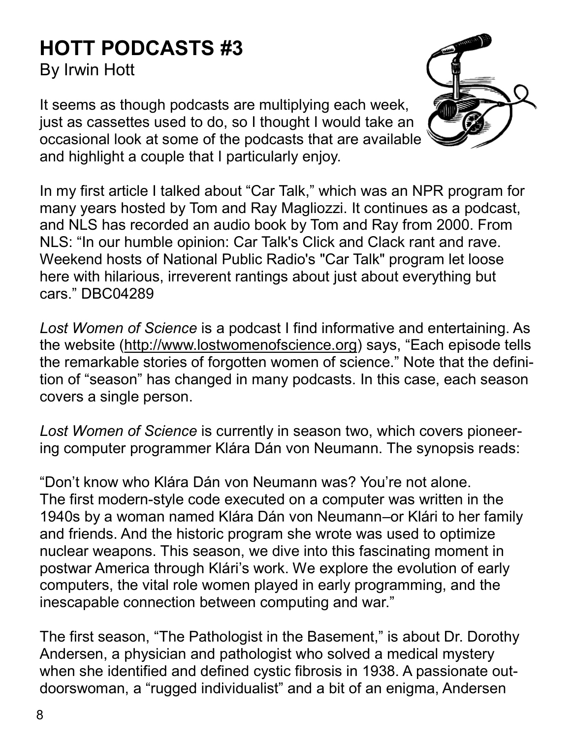# HOTT PODCASTS #3

By Irwin Hott

It seems as though podcasts are multiplying each week, just as cassettes used to do, so I thought I would take an occasional look at some of the podcasts that are available and highlight a couple that I particularly enjoy.

In my first article I talked about "Car Talk," which was an NPR program for many years hosted by Tom and Ray Magliozzi. It continues as a podcast, and NLS has recorded an audio book by Tom and Ray from 2000. From NLS: "In our humble opinion: Car Talk's Click and Clack rant and rave. Weekend hosts of National Public Radio's "Car Talk" program let loose here with hilarious, irreverent rantings about just about everything but cars." DBC04289

*Lost Women of Science* is a podcast I find informative and entertaining. As the website (http://www.lostwomenofscience.org) says, "Each episode tells the remarkable stories of forgotten women of science." Note that the definition of "season" has changed in many podcasts. In this case, each season covers a single person.

*Lost Women of Science* is currently in season two, which covers pioneering computer programmer Klára Dán von Neumann. The synopsis reads:

"Don't know who Klára Dán von Neumann was? You're not alone. The first modern-style code executed on a computer was written in the 1940s by a woman named Klára Dán von Neumann–or Klári to her family and friends. And the historic program she wrote was used to optimize nuclear weapons. This season, we dive into this fascinating moment in postwar America through Klári's work. We explore the evolution of early computers, the vital role women played in early programming, and the inescapable connection between computing and war."

The first season, "The Pathologist in the Basement," is about Dr. Dorothy Andersen, a physician and pathologist who solved a medical mystery when she identified and defined cystic fibrosis in 1938. A passionate outdoorswoman, a "rugged individualist" and a bit of an enigma, Andersen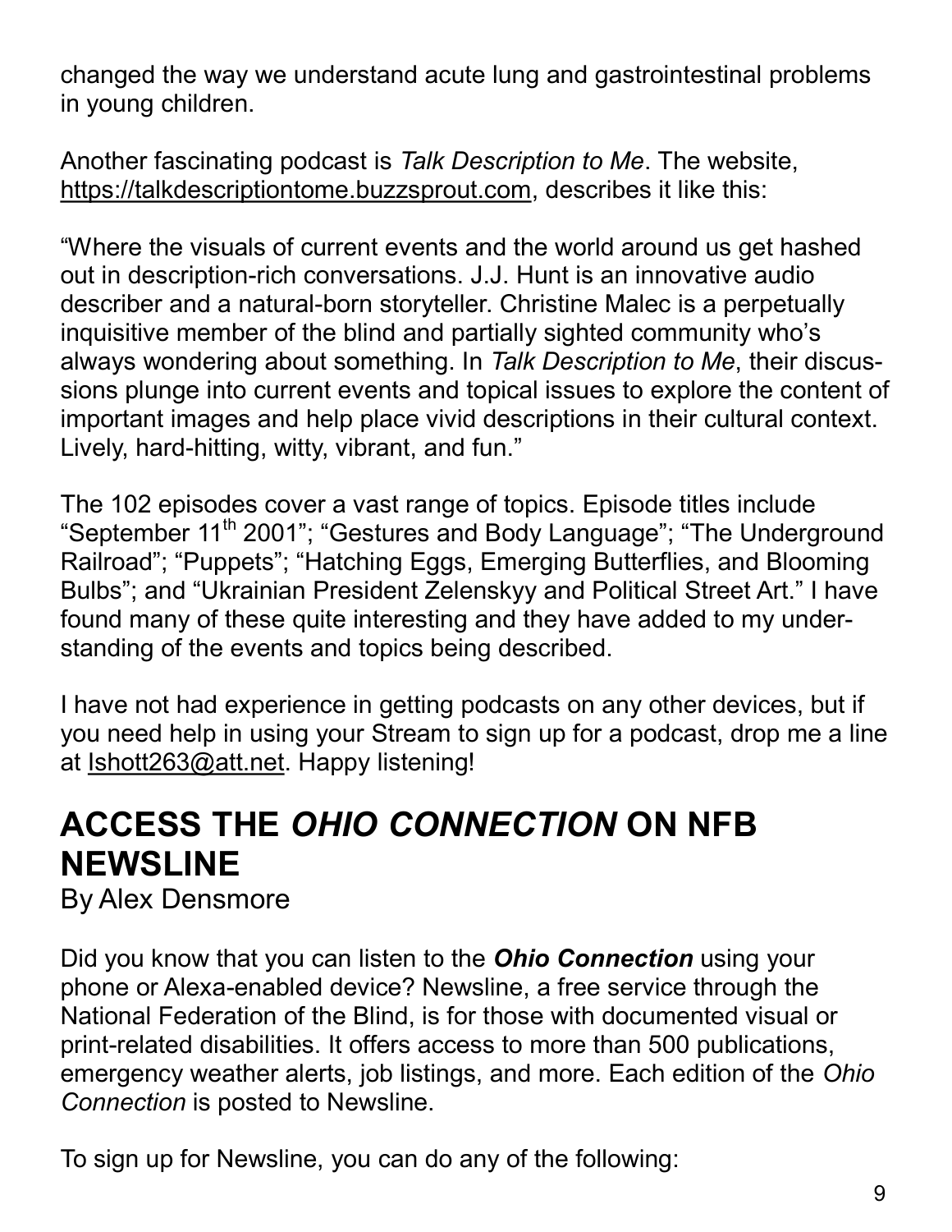changed the way we understand acute lung and gastrointestinal problems in young children.

Another fascinating podcast is *Talk Description to Me*. The website, https://talkdescriptiontome.buzzsprout.com, describes it like this:

"Where the visuals of current events and the world around us get hashed out in description-rich conversations. J.J. Hunt is an innovative audio describer and a natural-born storyteller. Christine Malec is a perpetually inquisitive member of the blind and partially sighted community who's always wondering about something. In *Talk Description to Me*, their discussions plunge into current events and topical issues to explore the content of important images and help place vivid descriptions in their cultural context. Lively, hard-hitting, witty, vibrant, and fun."

The 102 episodes cover a vast range of topics. Episode titles include "September 11th 2001"; "Gestures and Body Language"; "The Underground Railroad"; "Puppets"; "Hatching Eggs, Emerging Butterflies, and Blooming Bulbs"; and "Ukrainian President Zelenskyy and Political Street Art." I have found many of these quite interesting and they have added to my understanding of the events and topics being described.

I have not had experience in getting podcasts on any other devices, but if you need help in using your Stream to sign up for a podcast, drop me a line at lshott263@att.net. Happy listening!

## ACCESS THE *OHIO CONNECTION* ON NFB NEWSLINE

By Alex Densmore

Did you know that you can listen to the ***Ohio Connection*** using your phone or Alexa-enabled device? Newsline, a free service through the National Federation of the Blind, is for those with documented visual or print-related disabilities. It offers access to more than 500 publications, emergency weather alerts, job listings, and more. Each edition of the *Ohio Connection* is posted to Newsline.

To sign up for Newsline, you can do any of the following: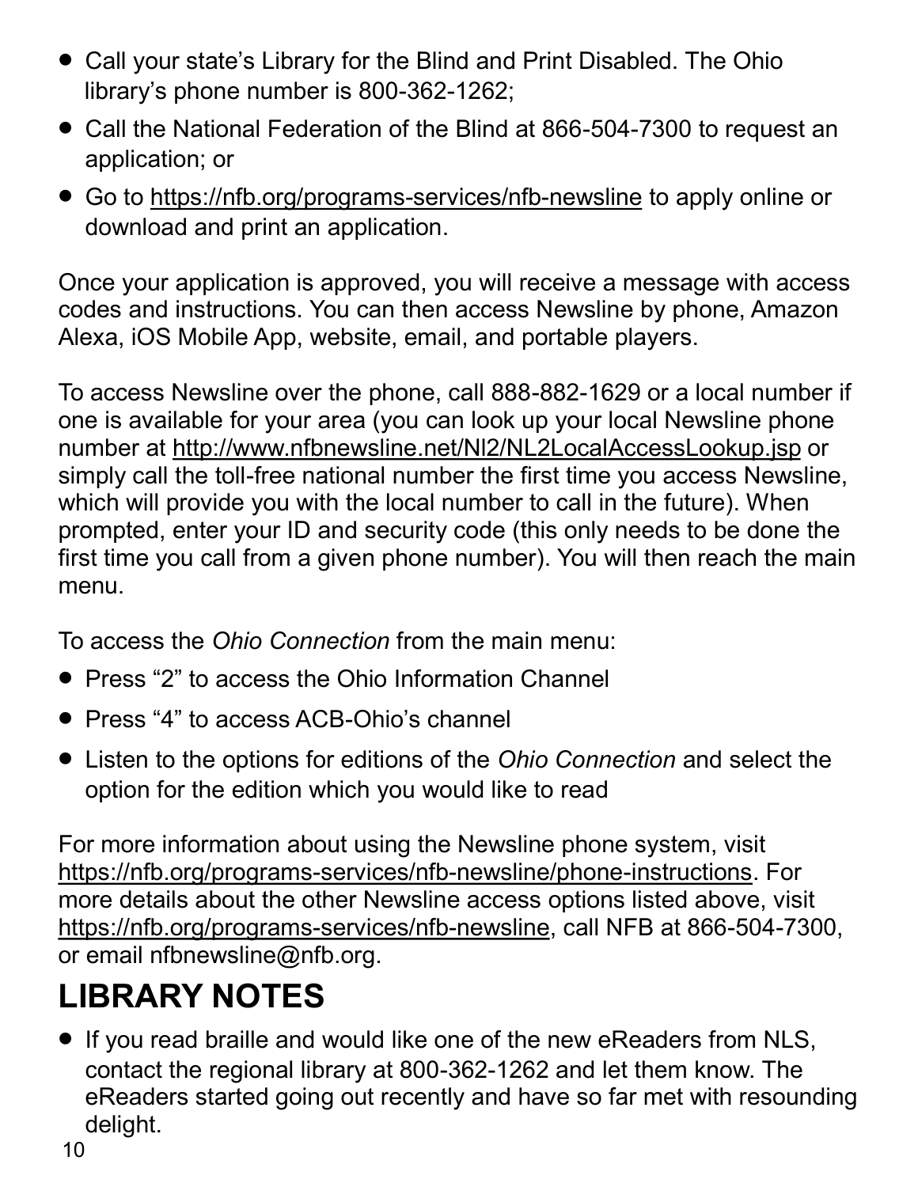- Call your state's Library for the Blind and Print Disabled. The Ohio library's phone number is 800-362-1262;
- Call the National Federation of the Blind at 866-504-7300 to request an application; or
- Go to https://nfb.org/programs-services/nfb-newsline to apply online or download and print an application.

Once your application is approved, you will receive a message with access codes and instructions. You can then access Newsline by phone, Amazon Alexa, iOS Mobile App, website, email, and portable players.

To access Newsline over the phone, call 888-882-1629 or a local number if one is available for your area (you can look up your local Newsline phone number at http://www.nfbnewsline.net/Nl2/NL2LocalAccessLookup.jsp or simply call the toll-free national number the first time you access Newsline, which will provide you with the local number to call in the future). When prompted, enter your ID and security code (this only needs to be done the first time you call from a given phone number). You will then reach the main menu.

To access the *Ohio Connection* from the main menu:

- Press "2" to access the Ohio Information Channel
- Press "4" to access ACB-Ohio's channel
- Listen to the options for editions of the *Ohio Connection* and select the option for the edition which you would like to read

For more information about using the Newsline phone system, visit https://nfb.org/programs-services/nfb-newsline/phone-instructions. For more details about the other Newsline access options listed above, visit https://nfb.org/programs-services/nfb-newsline, call NFB at 866-504-7300, or email nfbnewsline@nfb.org.

# LIBRARY NOTES

- If you read braille and would like one of the new eReaders from NLS, contact the regional library at 800-362-1262 and let them know. The eReaders started going out recently and have so far met with resounding delight.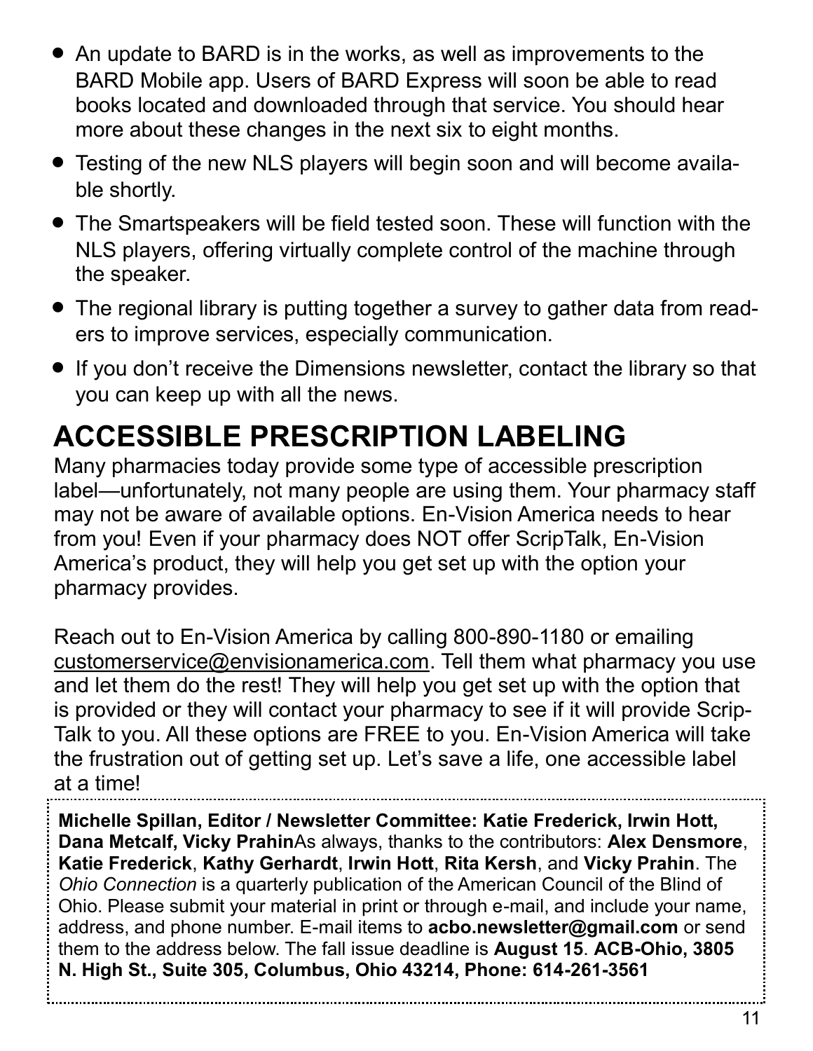- An update to BARD is in the works, as well as improvements to the BARD Mobile app. Users of BARD Express will soon be able to read books located and downloaded through that service. You should hear more about these changes in the next six to eight months.
- Testing of the new NLS players will begin soon and will become available shortly.
- The Smartspeakers will be field tested soon. These will function with the NLS players, offering virtually complete control of the machine through the speaker.
- The regional library is putting together a survey to gather data from readers to improve services, especially communication.
- If you don't receive the Dimensions newsletter, contact the library so that you can keep up with all the news.

# ACCESSIBLE PRESCRIPTION LABELING

Many pharmacies today provide some type of accessible prescription label—unfortunately, not many people are using them. Your pharmacy staff may not be aware of available options. En-Vision America needs to hear from you! Even if your pharmacy does NOT offer ScripTalk, En-Vision America's product, they will help you get set up with the option your pharmacy provides.

Reach out to En-Vision America by calling 800-890-1180 or emailing customerservice@envisionamerica.com. Tell them what pharmacy you use and let them do the rest! They will help you get set up with the option that is provided or they will contact your pharmacy to see if it will provide ScripTalk to you. All these options are FREE to you. En-Vision America will take the frustration out of getting set up. Let's save a life, one accessible label at a time!

**Michelle Spillan, Editor / Newsletter Committee: Katie Frederick, Irwin Hott, Dana Metcalf, Vicky Prahin**As always, thanks to the contributors: **Alex Densmore**, **Katie Frederick**, **Kathy Gerhardt**, **Irwin Hott**, **Rita Kersh**, and **Vicky Prahin**. The *Ohio Connection* is a quarterly publication of the American Council of the Blind of Ohio. Please submit your material in print or through e-mail, and include your name, address, and phone number. E-mail items to **acbo.newsletter@gmail.com** or send them to the address below. The fall issue deadline is **August 15**. **ACB-Ohio, 3805 N. High St., Suite 305, Columbus, Ohio 43214, Phone: 614-261-3561**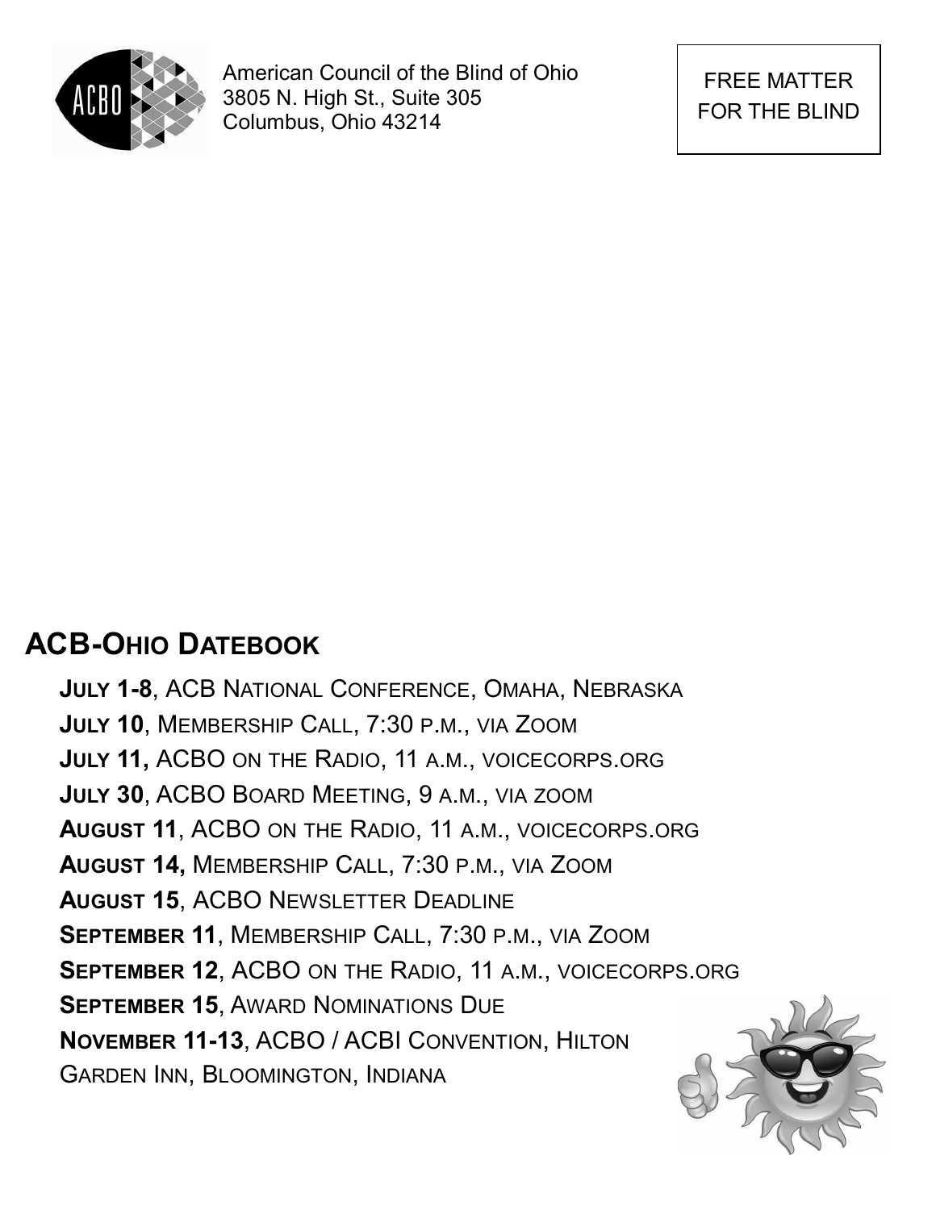American Council of the Blind of Ohio
3805 N. High St., Suite 305
Columbus, Ohio 43214

FREE MATTER
FOR THE BLIND

## ACB-Ohio Datebook

- **July 1-8**, ACB National Conference, Omaha, Nebraska
- **July 10**, Membership Call, 7:30 p.m., via Zoom
- **July 11,** ACBO on the Radio, 11 a.m., voicecorps.org
- **July 30**, ACBO Board Meeting, 9 a.m., via zoom
- **August 11**, ACBO on the Radio, 11 a.m., voicecorps.org
- **August 14,** Membership Call, 7:30 p.m., via Zoom
- **August 15**, ACBO Newsletter Deadline
- **September 11**, Membership Call, 7:30 p.m., via Zoom
- **September 12**, ACBO on the Radio, 11 a.m., voicecorps.org
- **September 15**, Award Nominations Due
- **November 11-13**, ACBO / ACBI Convention, Hilton Garden Inn, Bloomington, Indiana